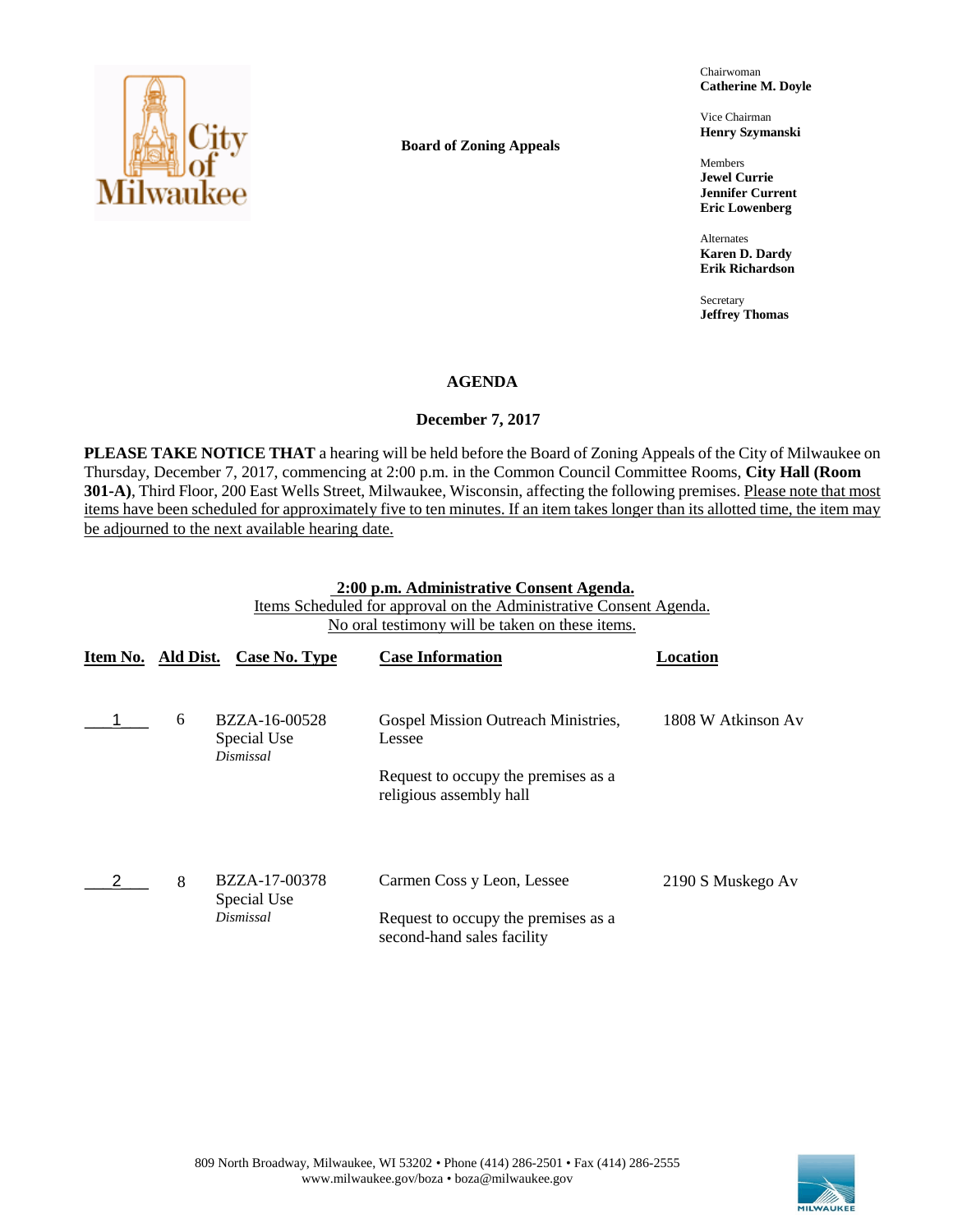**Board of Zoning Appeals**

Chairwoman
**Catherine M. Doyle**

Vice Chairman
**Henry Szymanski**

Members
**Jewel Currie**
**Jennifer Current**
**Eric Lowenberg**

Alternates
**Karen D. Dardy**
**Erik Richardson**

Secretary
**Jeffrey Thomas**

# AGENDA

## December 7, 2017

**PLEASE TAKE NOTICE THAT** a hearing will be held before the Board of Zoning Appeals of the City of Milwaukee on Thursday, December 7, 2017, commencing at 2:00 p.m. in the Common Council Committee Rooms, **City Hall (Room 301-A)**, Third Floor, 200 East Wells Street, Milwaukee, Wisconsin, affecting the following premises. Please note that most items have been scheduled for approximately five to ten minutes. If an item takes longer than its allotted time, the item may be adjourned to the next available hearing date.

**2:00 p.m. Administrative Consent Agenda.**
Items Scheduled for approval on the Administrative Consent Agenda.
No oral testimony will be taken on these items.

| Item No. | Ald Dist. | Case No. Type | Case Information | Location |
|---|---|---|---|---|
| 1 | 6 | BZZA-16-00528<br>Special Use<br>*Dismissal* | Gospel Mission Outreach Ministries, Lessee<br><br>Request to occupy the premises as a religious assembly hall | 1808 W Atkinson Av |
| 2 | 8 | BZZA-17-00378<br>Special Use<br>*Dismissal* | Carmen Coss y Leon, Lessee<br><br>Request to occupy the premises as a second-hand sales facility | 2190 S Muskego Av |

809 North Broadway, Milwaukee, WI 53202 • Phone (414) 286-2501 • Fax (414) 286-2555
www.milwaukee.gov/boza • boza@milwaukee.gov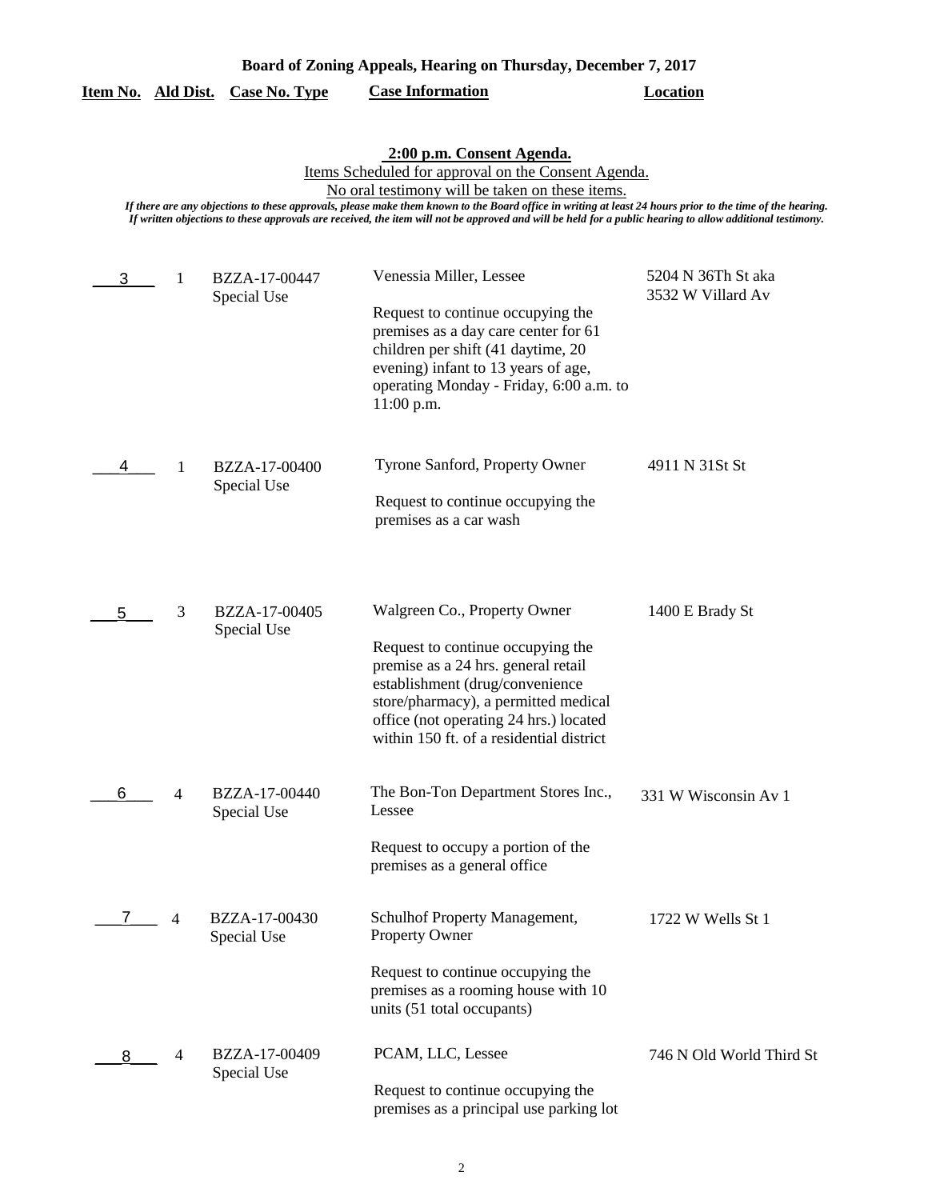**Board of Zoning Appeals, Hearing on Thursday, December 7, 2017**

**2:00 p.m. Consent Agenda.**

Items Scheduled for approval on the Consent Agenda.

No oral testimony will be taken on these items.

*If there are any objections to these approvals, please make them known to the Board office in writing at least 24 hours prior to the time of the hearing. If written objections to these approvals are received, the item will not be approved and will be held for a public hearing to allow additional testimony.*

| Item No. | Ald Dist. | Case No. Type | Case Information | Location |
|---|---|---|---|---|
| 3 | 1 | BZZA-17-00447 Special Use | Venessia Miller, Lessee<br><br>Request to continue occupying the premises as a day care center for 61 children per shift (41 daytime, 20 evening) infant to 13 years of age, operating Monday - Friday, 6:00 a.m. to 11:00 p.m. | 5204 N 36Th St aka 3532 W Villard Av |
| 4 | 1 | BZZA-17-00400 Special Use | Tyrone Sanford, Property Owner<br><br>Request to continue occupying the premises as a car wash | 4911 N 31St St |
| 5 | 3 | BZZA-17-00405 Special Use | Walgreen Co., Property Owner<br><br>Request to continue occupying the premise as a 24 hrs. general retail establishment (drug/convenience store/pharmacy), a permitted medical office (not operating 24 hrs.) located within 150 ft. of a residential district | 1400 E Brady St |
| 6 | 4 | BZZA-17-00440 Special Use | The Bon-Ton Department Stores Inc., Lessee<br><br>Request to occupy a portion of the premises as a general office | 331 W Wisconsin Av 1 |
| 7 | 4 | BZZA-17-00430 Special Use | Schulhof Property Management, Property Owner<br><br>Request to continue occupying the premises as a rooming house with 10 units (51 total occupants) | 1722 W Wells St 1 |
| 8 | 4 | BZZA-17-00409 Special Use | PCAM, LLC, Lessee<br><br>Request to continue occupying the premises as a principal use parking lot | 746 N Old World Third St |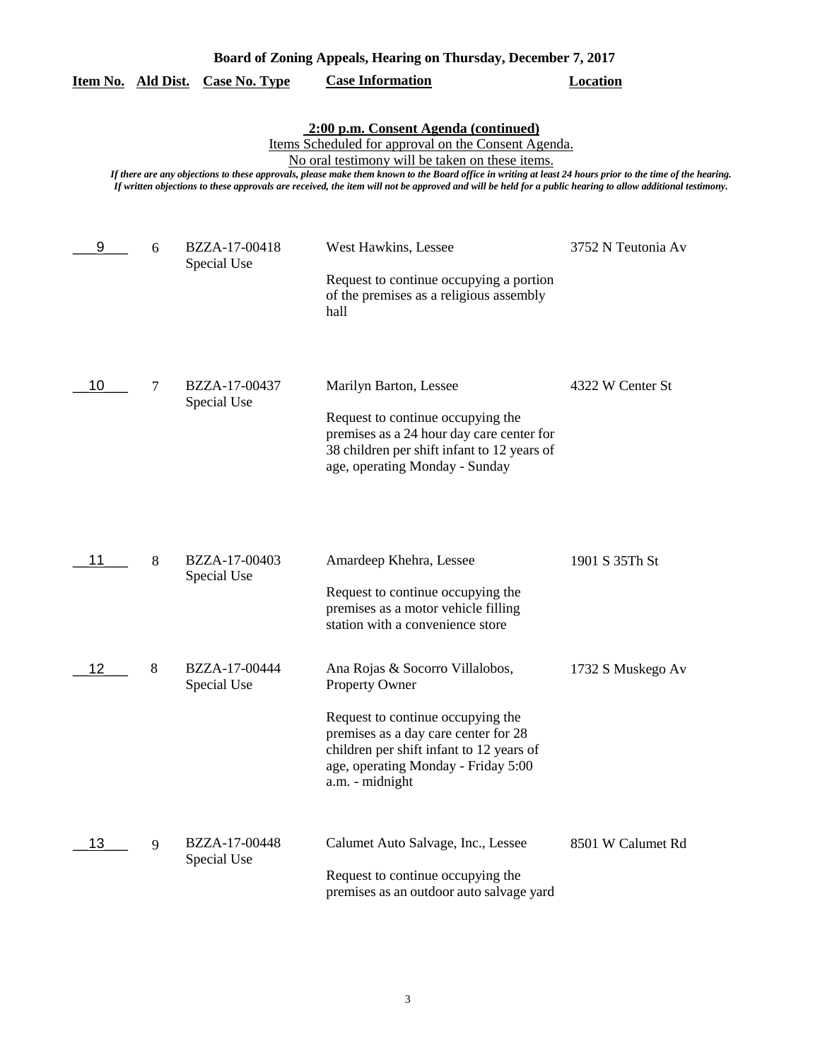**Board of Zoning Appeals, Hearing on Thursday, December 7, 2017**

| Item No. | Ald Dist. | Case No. Type | Case Information | Location |
|---|---|---|---|---|

**2:00 p.m. Consent Agenda (continued)**

Items Scheduled for approval on the Consent Agenda.

No oral testimony will be taken on these items.

*If there are any objections to these approvals, please make them known to the Board office in writing at least 24 hours prior to the time of the hearing. If written objections to these approvals are received, the item will not be approved and will be held for a public hearing to allow additional testimony.*

| Item No. | Ald Dist. | Case No. Type | Case Information | Location |
|---|---|---|---|---|
| 9 | 6 | BZZA-17-00418 Special Use | West Hawkins, Lessee<br><br>Request to continue occupying a portion of the premises as a religious assembly hall | 3752 N Teutonia Av |
| 10 | 7 | BZZA-17-00437 Special Use | Marilyn Barton, Lessee<br><br>Request to continue occupying the premises as a 24 hour day care center for 38 children per shift infant to 12 years of age, operating Monday - Sunday | 4322 W Center St |
| 11 | 8 | BZZA-17-00403 Special Use | Amardeep Khehra, Lessee<br><br>Request to continue occupying the premises as a motor vehicle filling station with a convenience store | 1901 S 35Th St |
| 12 | 8 | BZZA-17-00444 Special Use | Ana Rojas & Socorro Villalobos, Property Owner<br><br>Request to continue occupying the premises as a day care center for 28 children per shift infant to 12 years of age, operating Monday - Friday 5:00 a.m. - midnight | 1732 S Muskego Av |
| 13 | 9 | BZZA-17-00448 Special Use | Calumet Auto Salvage, Inc., Lessee<br><br>Request to continue occupying the premises as an outdoor auto salvage yard | 8501 W Calumet Rd |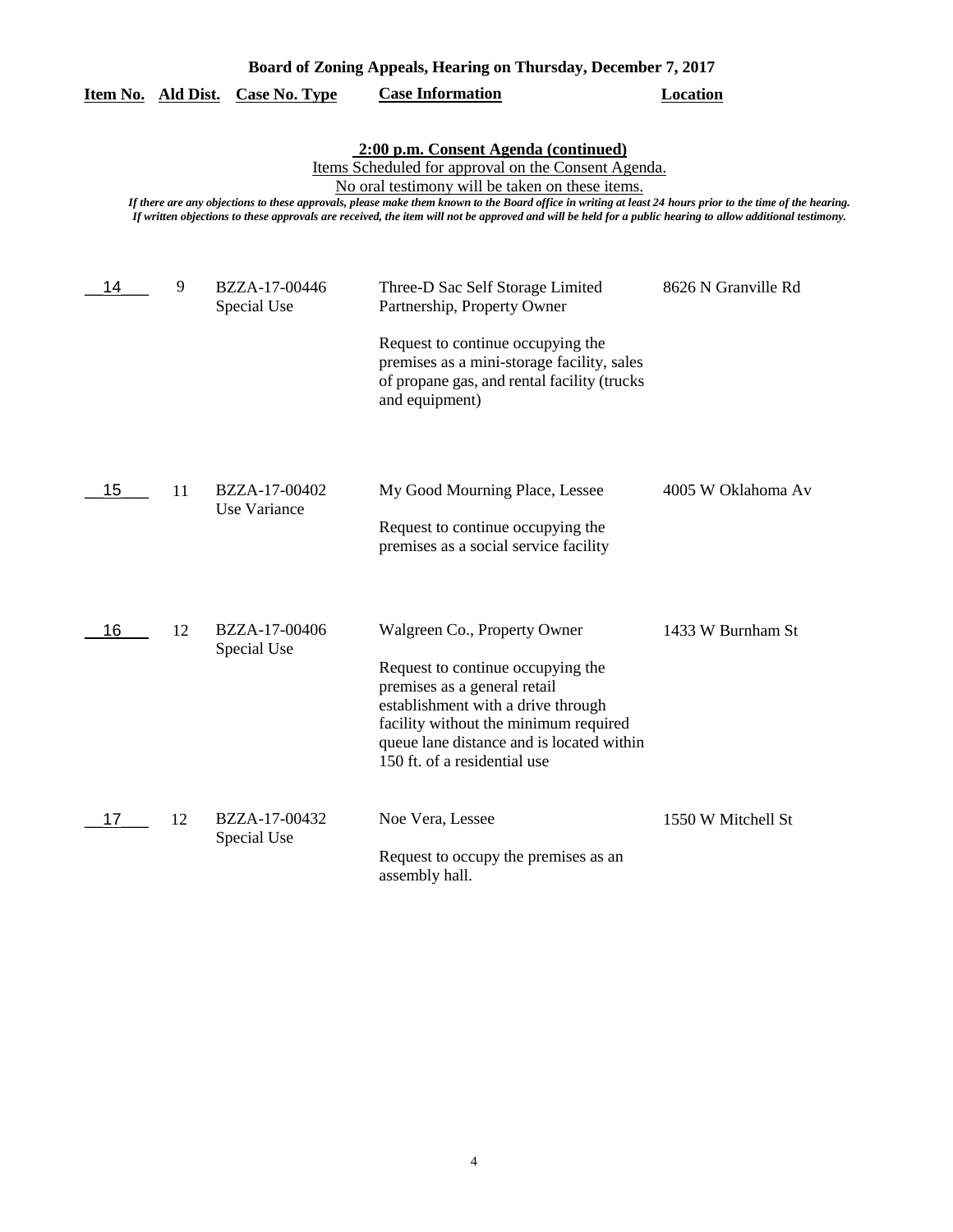**Board of Zoning Appeals, Hearing on Thursday, December 7, 2017**

**2:00 p.m. Consent Agenda (continued)**

Items Scheduled for approval on the Consent Agenda.

No oral testimony will be taken on these items.

*If there are any objections to these approvals, please make them known to the Board office in writing at least 24 hours prior to the time of the hearing. If written objections to these approvals are received, the item will not be approved and will be held for a public hearing to allow additional testimony.*

| Item No. | Ald Dist. | Case No. Type | Case Information | Location |
|---|---|---|---|---|
| 14 | 9 | BZZA-17-00446 Special Use | Three-D Sac Self Storage Limited Partnership, Property Owner<br><br>Request to continue occupying the premises as a mini-storage facility, sales of propane gas, and rental facility (trucks and equipment) | 8626 N Granville Rd |
| 15 | 11 | BZZA-17-00402 Use Variance | My Good Mourning Place, Lessee<br><br>Request to continue occupying the premises as a social service facility | 4005 W Oklahoma Av |
| 16 | 12 | BZZA-17-00406 Special Use | Walgreen Co., Property Owner<br><br>Request to continue occupying the premises as a general retail establishment with a drive through facility without the minimum required queue lane distance and is located within 150 ft. of a residential use | 1433 W Burnham St |
| 17 | 12 | BZZA-17-00432 Special Use | Noe Vera, Lessee<br><br>Request to occupy the premises as an assembly hall. | 1550 W Mitchell St |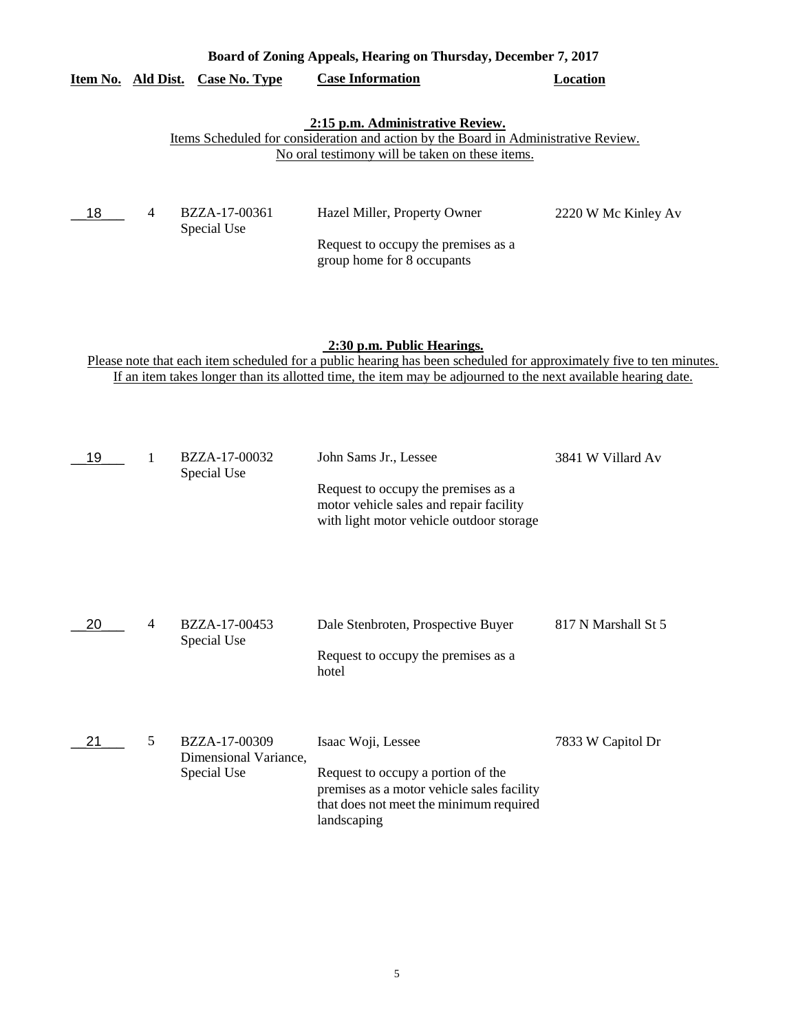**Board of Zoning Appeals, Hearing on Thursday, December 7, 2017**

**2:15 p.m. Administrative Review.**

Items Scheduled for consideration and action by the Board in Administrative Review.
No oral testimony will be taken on these items.

| Item No. | Ald Dist. | Case No. Type | Case Information | Location |
|---|---|---|---|---|
| 18 | 4 | BZZA-17-00361 Special Use | Hazel Miller, Property Owner<br><br>Request to occupy the premises as a group home for 8 occupants | 2220 W Mc Kinley Av |

**2:30 p.m. Public Hearings.**

Please note that each item scheduled for a public hearing has been scheduled for approximately five to ten minutes.
If an item takes longer than its allotted time, the item may be adjourned to the next available hearing date.

| Item No. | Ald Dist. | Case No. Type | Case Information | Location |
|---|---|---|---|---|
| 19 | 1 | BZZA-17-00032 Special Use | John Sams Jr., Lessee<br><br>Request to occupy the premises as a motor vehicle sales and repair facility with light motor vehicle outdoor storage | 3841 W Villard Av |
| 20 | 4 | BZZA-17-00453 Special Use | Dale Stenbroten, Prospective Buyer<br><br>Request to occupy the premises as a hotel | 817 N Marshall St 5 |
| 21 | 5 | BZZA-17-00309 Dimensional Variance, Special Use | Isaac Woji, Lessee<br><br>Request to occupy a portion of the premises as a motor vehicle sales facility that does not meet the minimum required landscaping | 7833 W Capitol Dr |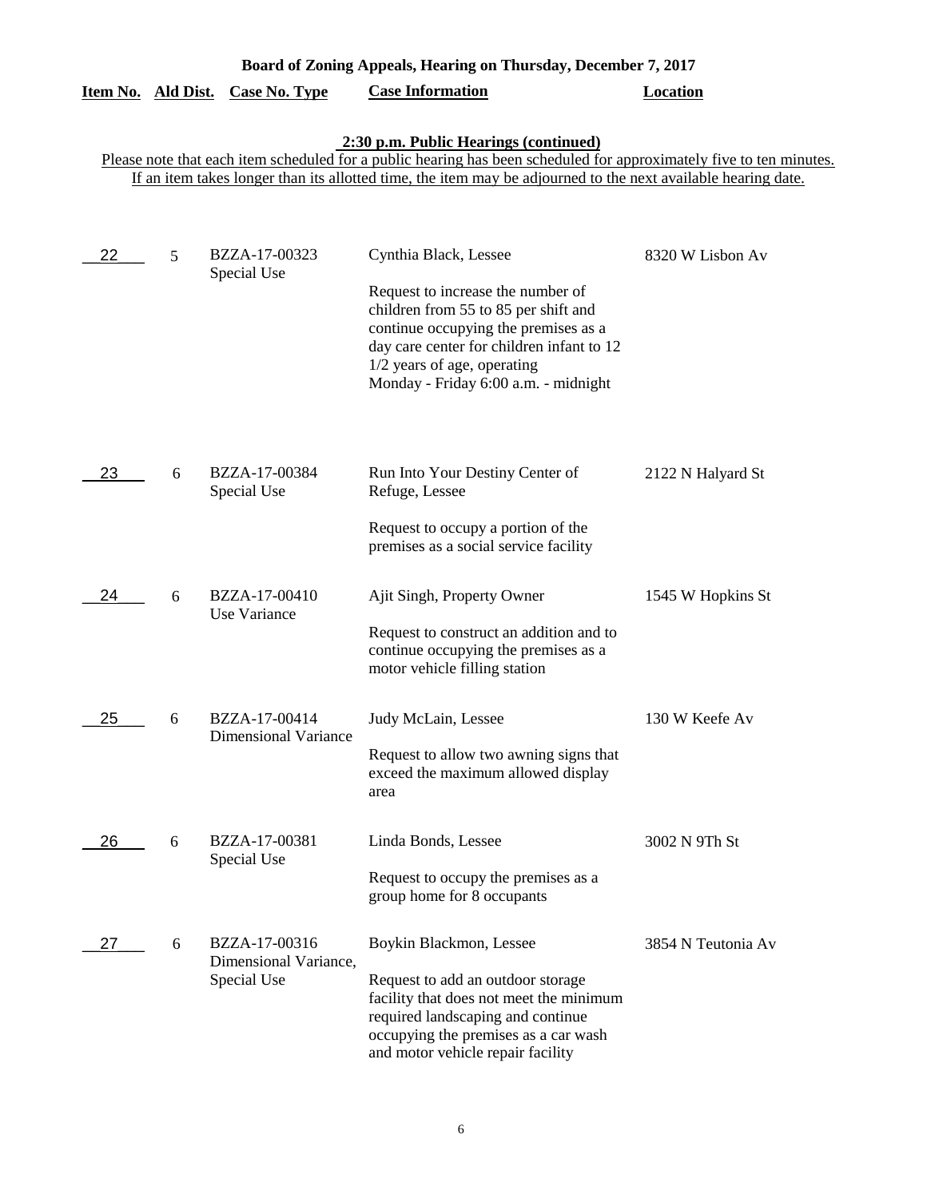**Board of Zoning Appeals, Hearing on Thursday, December 7, 2017**

**2:30 p.m. Public Hearings (continued)**

Please note that each item scheduled for a public hearing has been scheduled for approximately five to ten minutes. If an item takes longer than its allotted time, the item may be adjourned to the next available hearing date.

| Item No. | Ald Dist. | Case No. Type | Case Information | Location |
|---|---|---|---|---|
| 22 | 5 | BZZA-17-00323 Special Use | Cynthia Black, Lessee<br><br>Request to increase the number of children from 55 to 85 per shift and continue occupying the premises as a day care center for children infant to 12 1/2 years of age, operating Monday - Friday 6:00 a.m. - midnight | 8320 W Lisbon Av |
| 23 | 6 | BZZA-17-00384 Special Use | Run Into Your Destiny Center of Refuge, Lessee<br><br>Request to occupy a portion of the premises as a social service facility | 2122 N Halyard St |
| 24 | 6 | BZZA-17-00410 Use Variance | Ajit Singh, Property Owner<br><br>Request to construct an addition and to continue occupying the premises as a motor vehicle filling station | 1545 W Hopkins St |
| 25 | 6 | BZZA-17-00414 Dimensional Variance | Judy McLain, Lessee<br><br>Request to allow two awning signs that exceed the maximum allowed display area | 130 W Keefe Av |
| 26 | 6 | BZZA-17-00381 Special Use | Linda Bonds, Lessee<br><br>Request to occupy the premises as a group home for 8 occupants | 3002 N 9Th St |
| 27 | 6 | BZZA-17-00316 Dimensional Variance, Special Use | Boykin Blackmon, Lessee<br><br>Request to add an outdoor storage facility that does not meet the minimum required landscaping and continue occupying the premises as a car wash and motor vehicle repair facility | 3854 N Teutonia Av |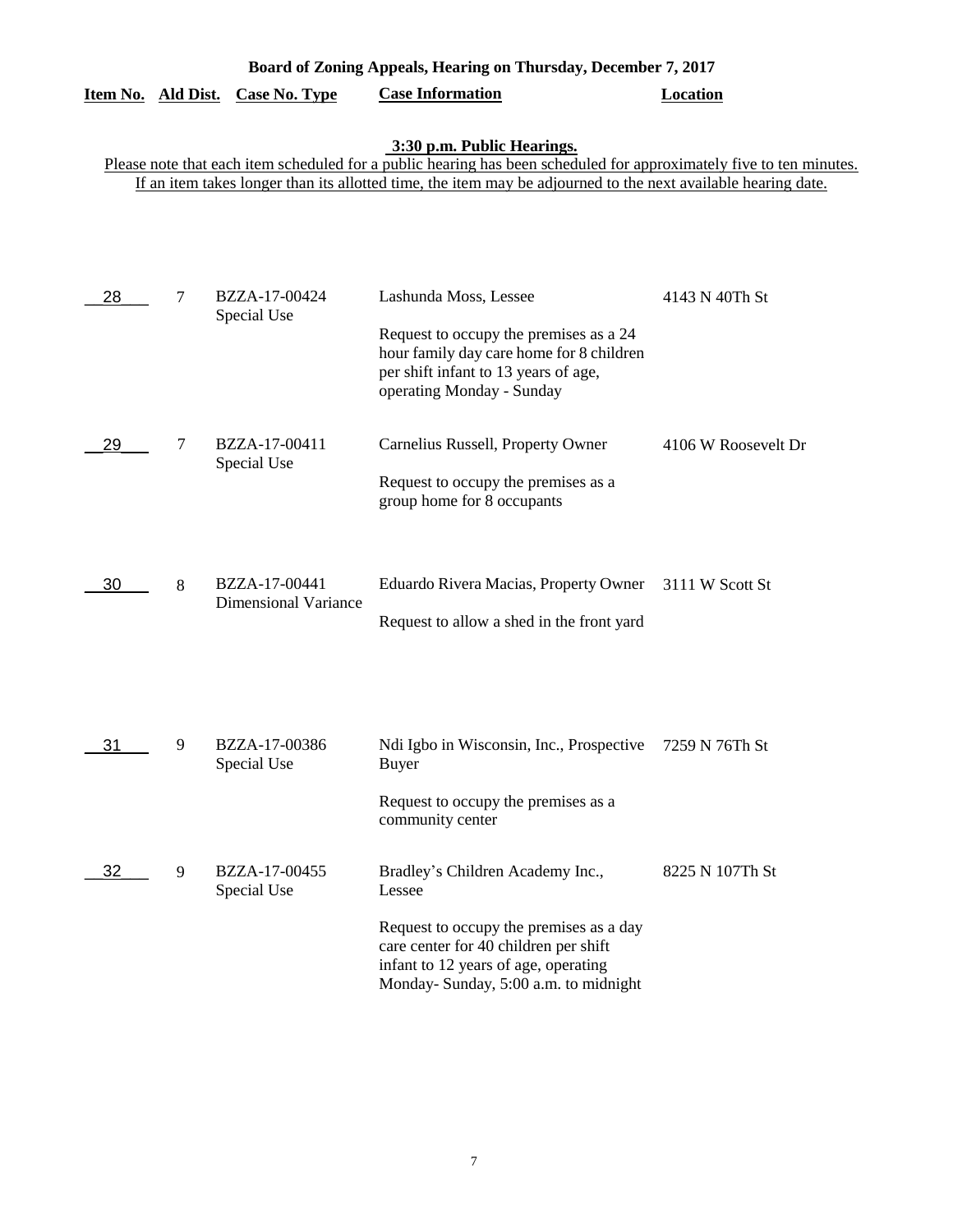# Board of Zoning Appeals, Hearing on Thursday, December 7, 2017

## 3:30 p.m. Public Hearings.

Please note that each item scheduled for a public hearing has been scheduled for approximately five to ten minutes. If an item takes longer than its allotted time, the item may be adjourned to the next available hearing date.

| Item No. | Ald Dist. | Case No. Type | Case Information | Location |
|---|---|---|---|---|
| 28 | 7 | BZZA-17-00424 Special Use | Lashunda Moss, Lessee<br><br>Request to occupy the premises as a 24 hour family day care home for 8 children per shift infant to 13 years of age, operating Monday - Sunday | 4143 N 40Th St |
| 29 | 7 | BZZA-17-00411 Special Use | Carnelius Russell, Property Owner<br><br>Request to occupy the premises as a group home for 8 occupants | 4106 W Roosevelt Dr |
| 30 | 8 | BZZA-17-00441 Dimensional Variance | Eduardo Rivera Macias, Property Owner<br><br>Request to allow a shed in the front yard | 3111 W Scott St |
| 31 | 9 | BZZA-17-00386 Special Use | Ndi Igbo in Wisconsin, Inc., Prospective Buyer<br><br>Request to occupy the premises as a community center | 7259 N 76Th St |
| 32 | 9 | BZZA-17-00455 Special Use | Bradley's Children Academy Inc., Lessee<br><br>Request to occupy the premises as a day care center for 40 children per shift infant to 12 years of age, operating Monday- Sunday, 5:00 a.m. to midnight | 8225 N 107Th St |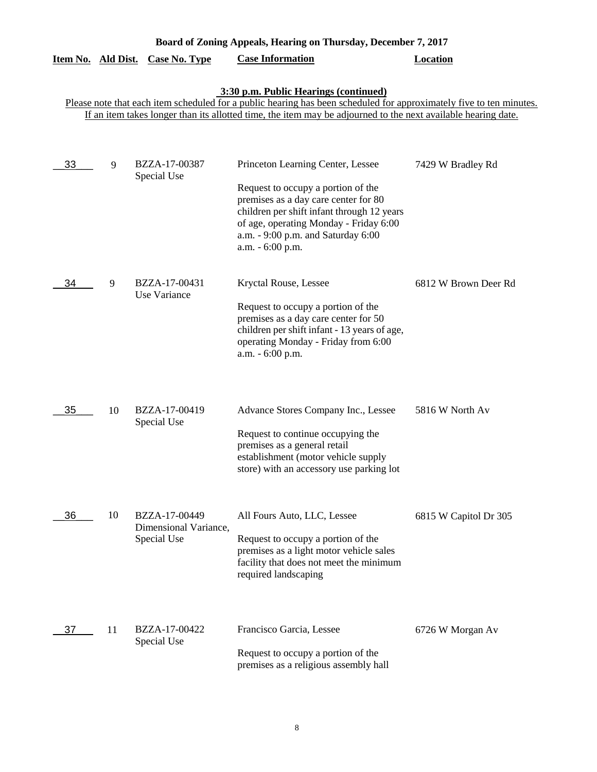# Board of Zoning Appeals, Hearing on Thursday, December 7, 2017

### 3:30 p.m. Public Hearings (continued)

Please note that each item scheduled for a public hearing has been scheduled for approximately five to ten minutes. If an item takes longer than its allotted time, the item may be adjourned to the next available hearing date.

| Item No. | Ald Dist. | Case No. Type | Case Information | Location |
|---|---|---|---|---|
| 33 | 9 | BZZA-17-00387 Special Use | Princeton Learning Center, Lessee<br><br>Request to occupy a portion of the premises as a day care center for 80 children per shift infant through 12 years of age, operating Monday - Friday 6:00 a.m. - 9:00 p.m. and Saturday 6:00 a.m. - 6:00 p.m. | 7429 W Bradley Rd |
| 34 | 9 | BZZA-17-00431 Use Variance | Kryctal Rouse, Lessee<br><br>Request to occupy a portion of the premises as a day care center for 50 children per shift infant - 13 years of age, operating Monday - Friday from 6:00 a.m. - 6:00 p.m. | 6812 W Brown Deer Rd |
| 35 | 10 | BZZA-17-00419 Special Use | Advance Stores Company Inc., Lessee<br><br>Request to continue occupying the premises as a general retail establishment (motor vehicle supply store) with an accessory use parking lot | 5816 W North Av |
| 36 | 10 | BZZA-17-00449 Dimensional Variance, Special Use | All Fours Auto, LLC, Lessee<br><br>Request to occupy a portion of the premises as a light motor vehicle sales facility that does not meet the minimum required landscaping | 6815 W Capitol Dr 305 |
| 37 | 11 | BZZA-17-00422 Special Use | Francisco Garcia, Lessee<br><br>Request to occupy a portion of the premises as a religious assembly hall | 6726 W Morgan Av |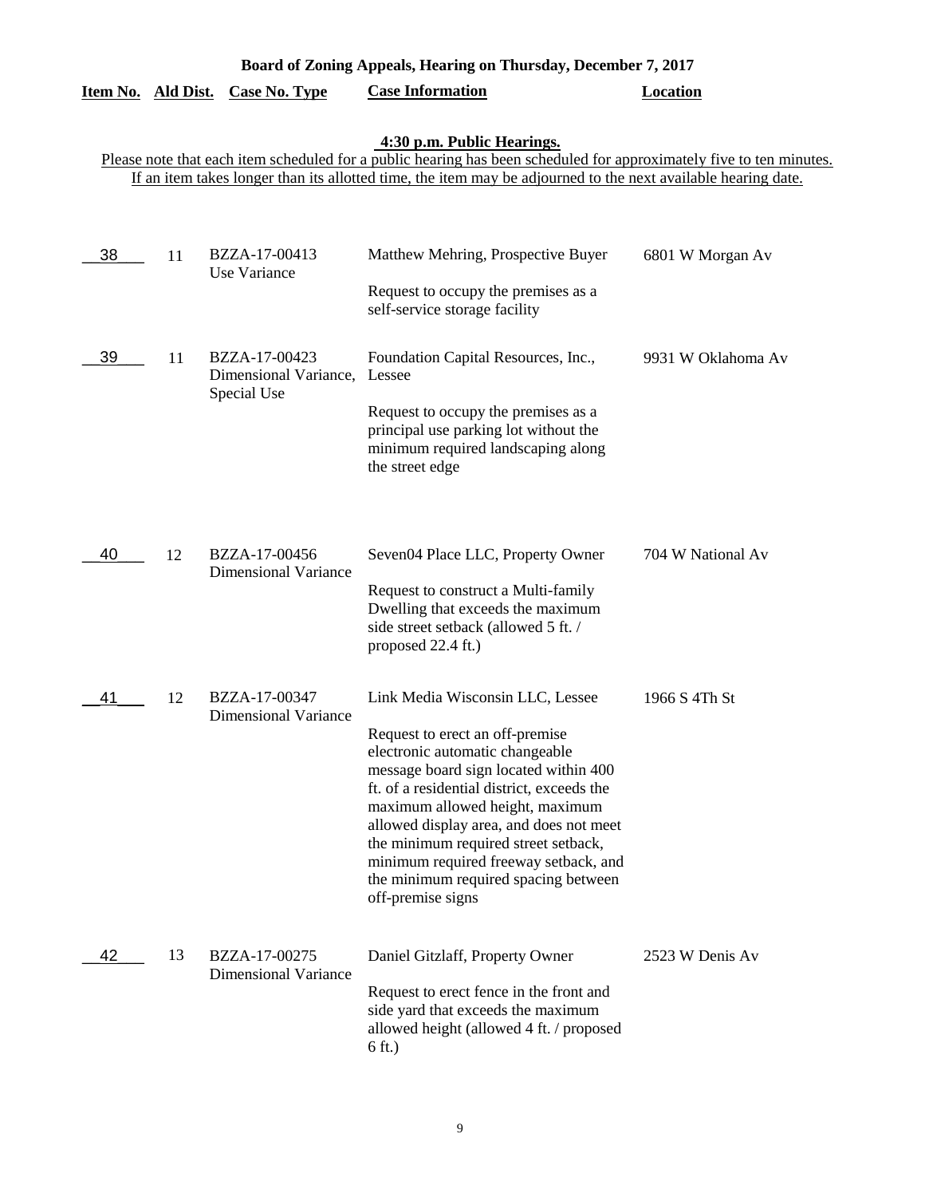**Board of Zoning Appeals, Hearing on Thursday, December 7, 2017**

| Item No. | Ald Dist. | Case No. Type | Case Information | Location |
|---|---|---|---|---|

**4:30 p.m. Public Hearings.**

Please note that each item scheduled for a public hearing has been scheduled for approximately five to ten minutes. If an item takes longer than its allotted time, the item may be adjourned to the next available hearing date.

| Item No. | Ald Dist. | Case No. Type | Case Information | Location |
|---|---|---|---|---|
| 38 | 11 | BZZA-17-00413 Use Variance | Matthew Mehring, Prospective Buyer<br><br>Request to occupy the premises as a self-service storage facility | 6801 W Morgan Av |
| 39 | 11 | BZZA-17-00423 Dimensional Variance, Special Use | Foundation Capital Resources, Inc., Lessee<br><br>Request to occupy the premises as a principal use parking lot without the minimum required landscaping along the street edge | 9931 W Oklahoma Av |
| 40 | 12 | BZZA-17-00456 Dimensional Variance | Seven04 Place LLC, Property Owner<br><br>Request to construct a Multi-family Dwelling that exceeds the maximum side street setback (allowed 5 ft. / proposed 22.4 ft.) | 704 W National Av |
| 41 | 12 | BZZA-17-00347 Dimensional Variance | Link Media Wisconsin LLC, Lessee<br><br>Request to erect an off-premise electronic automatic changeable message board sign located within 400 ft. of a residential district, exceeds the maximum allowed height, maximum allowed display area, and does not meet the minimum required street setback, minimum required freeway setback, and the minimum required spacing between off-premise signs | 1966 S 4Th St |
| 42 | 13 | BZZA-17-00275 Dimensional Variance | Daniel Gitzlaff, Property Owner<br><br>Request to erect fence in the front and side yard that exceeds the maximum allowed height (allowed 4 ft. / proposed 6 ft.) | 2523 W Denis Av |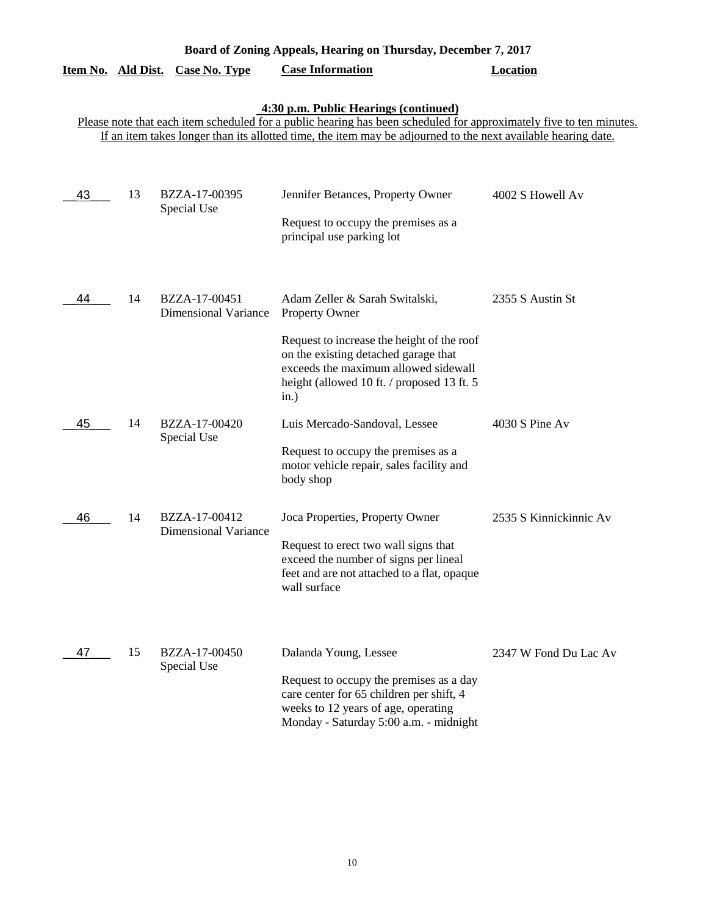# Board of Zoning Appeals, Hearing on Thursday, December 7, 2017

### 4:30 p.m. Public Hearings (continued)

Please note that each item scheduled for a public hearing has been scheduled for approximately five to ten minutes. If an item takes longer than its allotted time, the item may be adjourned to the next available hearing date.

| Item No. | Ald Dist. | Case No. Type | Case Information | Location |
|---|---|---|---|---|
| 43 | 13 | BZZA-17-00395 Special Use | Jennifer Betances, Property Owner<br><br>Request to occupy the premises as a principal use parking lot | 4002 S Howell Av |
| 44 | 14 | BZZA-17-00451 Dimensional Variance | Adam Zeller & Sarah Switalski, Property Owner<br><br>Request to increase the height of the roof on the existing detached garage that exceeds the maximum allowed sidewall height (allowed 10 ft. / proposed 13 ft. 5 in.) | 2355 S Austin St |
| 45 | 14 | BZZA-17-00420 Special Use | Luis Mercado-Sandoval, Lessee<br><br>Request to occupy the premises as a motor vehicle repair, sales facility and body shop | 4030 S Pine Av |
| 46 | 14 | BZZA-17-00412 Dimensional Variance | Joca Properties, Property Owner<br><br>Request to erect two wall signs that exceed the number of signs per lineal feet and are not attached to a flat, opaque wall surface | 2535 S Kinnickinnic Av |
| 47 | 15 | BZZA-17-00450 Special Use | Dalanda Young, Lessee<br><br>Request to occupy the premises as a day care center for 65 children per shift, 4 weeks to 12 years of age, operating Monday - Saturday 5:00 a.m. - midnight | 2347 W Fond Du Lac Av |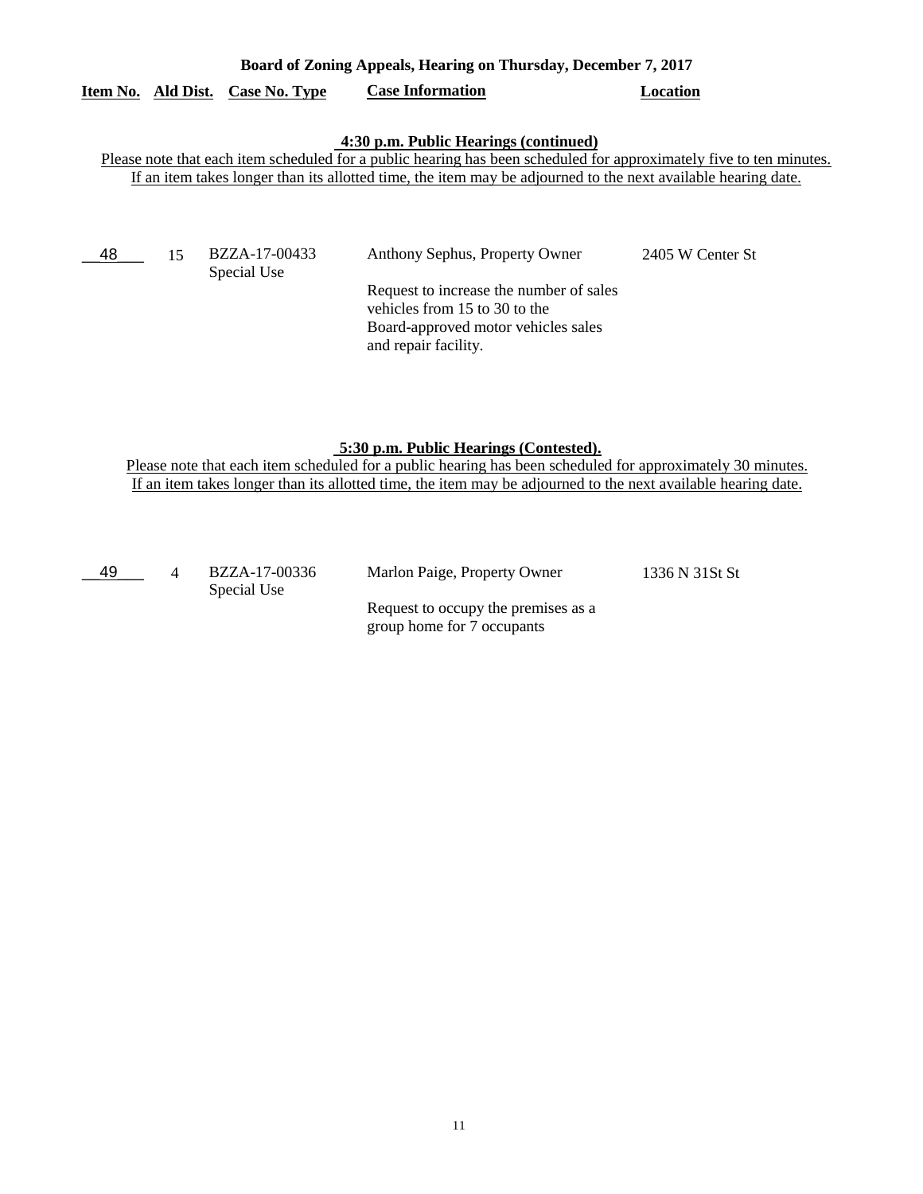**Board of Zoning Appeals, Hearing on Thursday, December 7, 2017**

**4:30 p.m. Public Hearings (continued)**

Please note that each item scheduled for a public hearing has been scheduled for approximately five to ten minutes. If an item takes longer than its allotted time, the item may be adjourned to the next available hearing date.

| Item No. | Ald Dist. | Case No. Type | Case Information | Location |
|---|---|---|---|---|
| 48 | 15 | BZZA-17-00433 Special Use | Anthony Sephus, Property Owner<br><br>Request to increase the number of sales vehicles from 15 to 30 to the Board-approved motor vehicles sales and repair facility. | 2405 W Center St |

**5:30 p.m. Public Hearings (Contested).**

Please note that each item scheduled for a public hearing has been scheduled for approximately 30 minutes. If an item takes longer than its allotted time, the item may be adjourned to the next available hearing date.

| Item No. | Ald Dist. | Case No. Type | Case Information | Location |
|---|---|---|---|---|
| 49 | 4 | BZZA-17-00336 Special Use | Marlon Paige, Property Owner<br><br>Request to occupy the premises as a group home for 7 occupants | 1336 N 31St St |